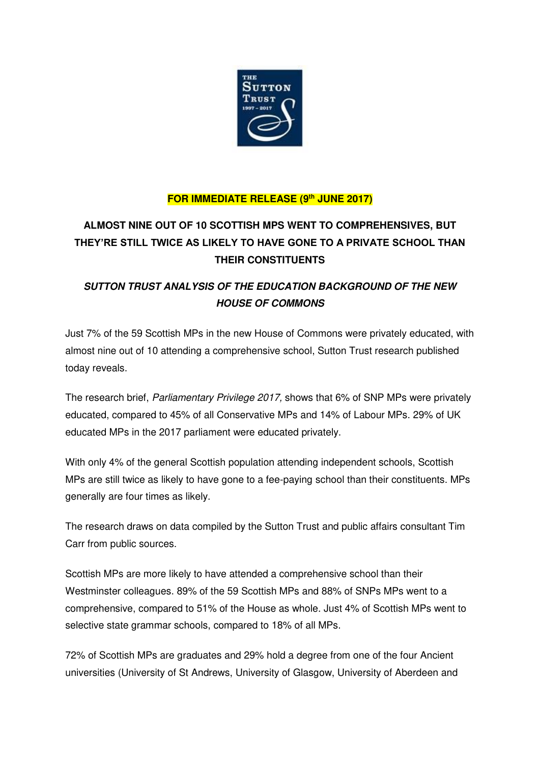**FOR IMMEDIATE RELEASE (9th JUNE 2017)**

# ALMOST NINE OUT OF 10 SCOTTISH MPS WENT TO COMPREHENSIVES, BUT THEY'RE STILL TWICE AS LIKELY TO HAVE GONE TO A PRIVATE SCHOOL THAN THEIR CONSTITUENTS

## *SUTTON TRUST ANALYSIS OF THE EDUCATION BACKGROUND OF THE NEW HOUSE OF COMMONS*

Just 7% of the 59 Scottish MPs in the new House of Commons were privately educated, with almost nine out of 10 attending a comprehensive school, Sutton Trust research published today reveals.

The research brief, *Parliamentary Privilege 2017,* shows that 6% of SNP MPs were privately educated, compared to 45% of all Conservative MPs and 14% of Labour MPs. 29% of UK educated MPs in the 2017 parliament were educated privately.

With only 4% of the general Scottish population attending independent schools, Scottish MPs are still twice as likely to have gone to a fee-paying school than their constituents. MPs generally are four times as likely.

The research draws on data compiled by the Sutton Trust and public affairs consultant Tim Carr from public sources.

Scottish MPs are more likely to have attended a comprehensive school than their Westminster colleagues. 89% of the 59 Scottish MPs and 88% of SNPs MPs went to a comprehensive, compared to 51% of the House as whole. Just 4% of Scottish MPs went to selective state grammar schools, compared to 18% of all MPs.

72% of Scottish MPs are graduates and 29% hold a degree from one of the four Ancient universities (University of St Andrews, University of Glasgow, University of Aberdeen and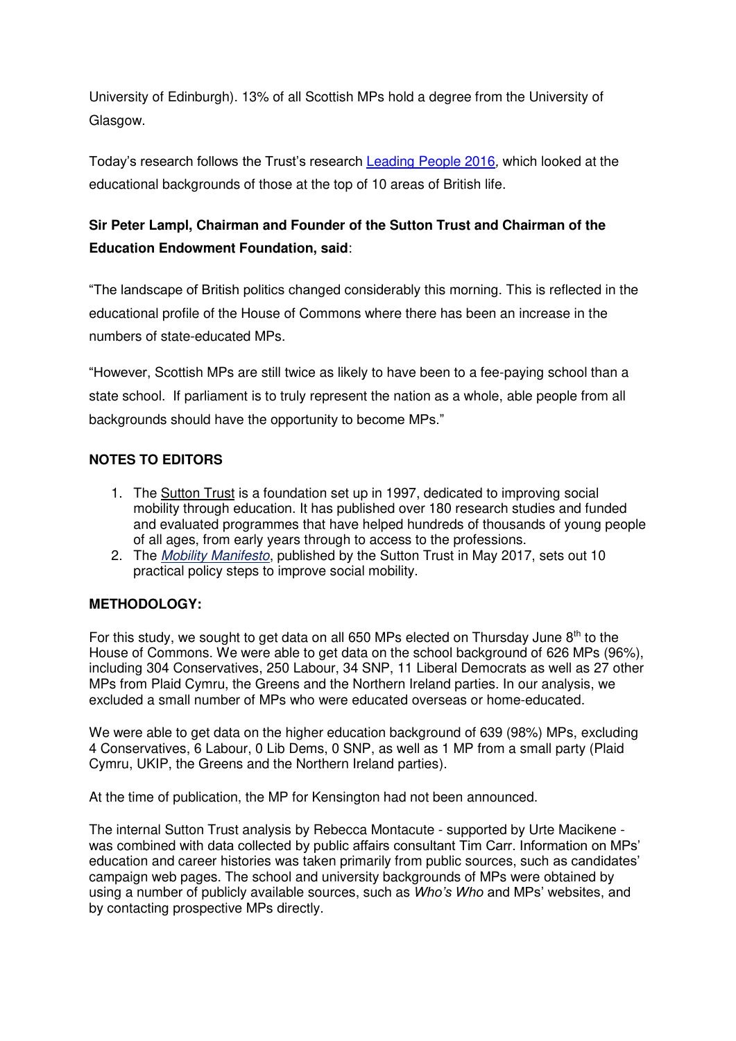University of Edinburgh). 13% of all Scottish MPs hold a degree from the University of Glasgow.

Today's research follows the Trust's research [Leading People 2016](), which looked at the educational backgrounds of those at the top of 10 areas of British life.

**Sir Peter Lampl, Chairman and Founder of the Sutton Trust and Chairman of the Education Endowment Foundation, said**:

"The landscape of British politics changed considerably this morning. This is reflected in the educational profile of the House of Commons where there has been an increase in the numbers of state-educated MPs.

"However, Scottish MPs are still twice as likely to have been to a fee-paying school than a state school. If parliament is to truly represent the nation as a whole, able people from all backgrounds should have the opportunity to become MPs."

**NOTES TO EDITORS**

1. The Sutton Trust is a foundation set up in 1997, dedicated to improving social mobility through education. It has published over 180 research studies and funded and evaluated programmes that have helped hundreds of thousands of young people of all ages, from early years through to access to the professions.
2. The *Mobility Manifesto*, published by the Sutton Trust in May 2017, sets out 10 practical policy steps to improve social mobility.

**METHODOLOGY:**

For this study, we sought to get data on all 650 MPs elected on Thursday June 8th to the House of Commons. We were able to get data on the school background of 626 MPs (96%), including 304 Conservatives, 250 Labour, 34 SNP, 11 Liberal Democrats as well as 27 other MPs from Plaid Cymru, the Greens and the Northern Ireland parties. In our analysis, we excluded a small number of MPs who were educated overseas or home-educated.

We were able to get data on the higher education background of 639 (98%) MPs, excluding 4 Conservatives, 6 Labour, 0 Lib Dems, 0 SNP, as well as 1 MP from a small party (Plaid Cymru, UKIP, the Greens and the Northern Ireland parties).

At the time of publication, the MP for Kensington had not been announced.

The internal Sutton Trust analysis by Rebecca Montacute - supported by Urte Macikene - was combined with data collected by public affairs consultant Tim Carr. Information on MPs' education and career histories was taken primarily from public sources, such as candidates' campaign web pages. The school and university backgrounds of MPs were obtained by using a number of publicly available sources, such as *Who's Who* and MPs' websites, and by contacting prospective MPs directly.